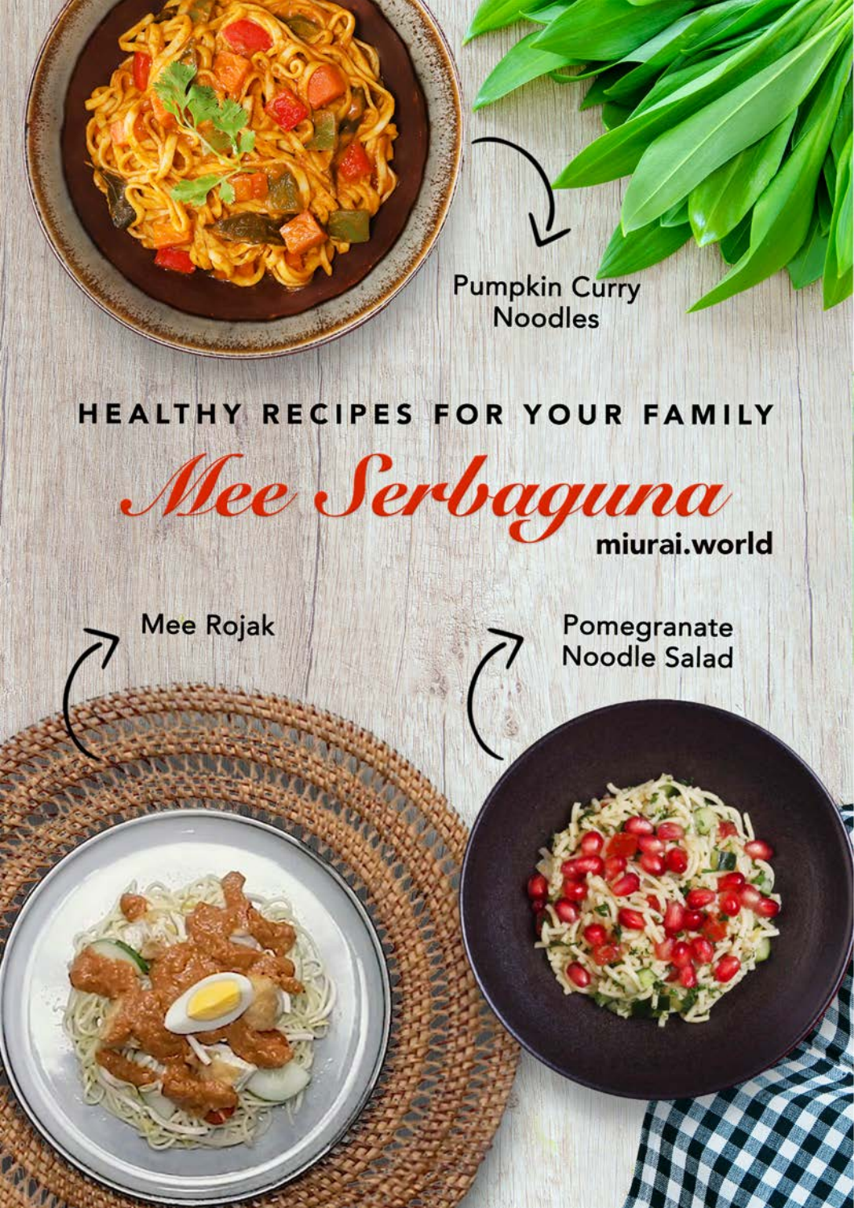Pumpkin Curry Noodles

HEALTHY RECIPES FOR YOUR FAMILY

# Mee Serbaguna

miurai.world

Mee Rojak

Pomegranate Noodle Salad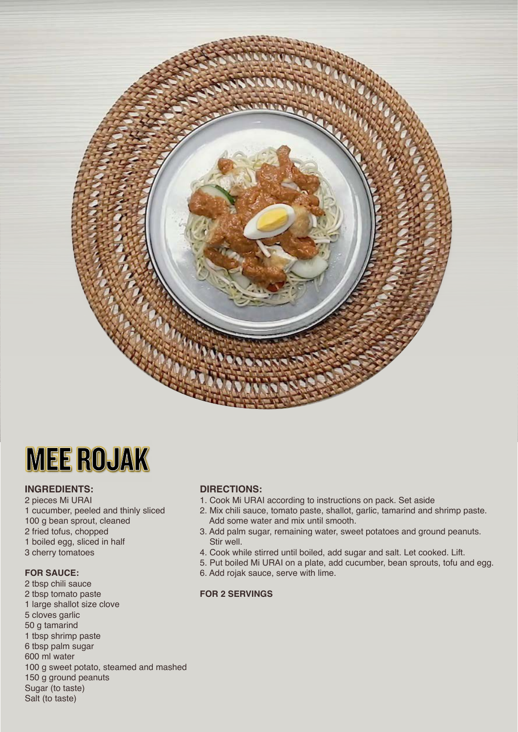# MEE ROJAK

**INGREDIENTS:**

2 pieces Mi URAI
1 cucumber, peeled and thinly sliced
100 g bean sprout, cleaned
2 fried tofus, chopped
1 boiled egg, sliced in half
3 cherry tomatoes

**FOR SAUCE:**

2 tbsp chili sauce
2 tbsp tomato paste
1 large shallot size clove
5 cloves garlic
50 g tamarind
1 tbsp shrimp paste
6 tbsp palm sugar
600 ml water
100 g sweet potato, steamed and mashed
150 g ground peanuts
Sugar (to taste)
Salt (to taste)

**DIRECTIONS:**

1. Cook Mi URAI according to instructions on pack. Set aside
2. Mix chili sauce, tomato paste, shallot, garlic, tamarind and shrimp paste. Add some water and mix until smooth.
3. Add palm sugar, remaining water, sweet potatoes and ground peanuts. Stir well.
4. Cook while stirred until boiled, add sugar and salt. Let cooked. Lift.
5. Put boiled Mi URAI on a plate, add cucumber, bean sprouts, tofu and egg.
6. Add rojak sauce, serve with lime.

**FOR 2 SERVINGS**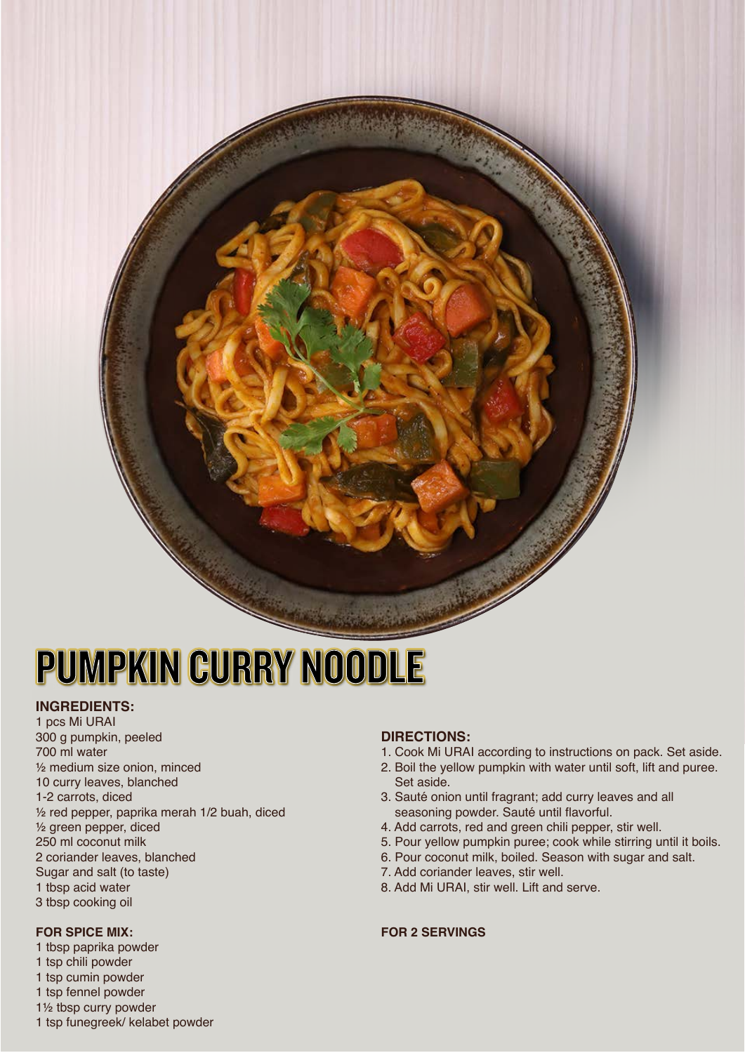# PUMPKIN CURRY NOODLE

**INGREDIENTS:**

1 pcs Mi URAI
300 g pumpkin, peeled
700 ml water
½ medium size onion, minced
10 curry leaves, blanched
1-2 carrots, diced
½ red pepper, paprika merah 1/2 buah, diced
½ green pepper, diced
250 ml coconut milk
2 coriander leaves, blanched
Sugar and salt (to taste)
1 tbsp acid water
3 tbsp cooking oil

**FOR SPICE MIX:**

1 tbsp paprika powder
1 tsp chili powder
1 tsp cumin powder
1 tsp fennel powder
1½ tbsp curry powder
1 tsp funegreek/ kelabet powder

**DIRECTIONS:**

1. Cook Mi URAI according to instructions on pack. Set aside.
2. Boil the yellow pumpkin with water until soft, lift and puree. Set aside.
3. Sauté onion until fragrant; add curry leaves and all seasoning powder. Sauté until flavorful.
4. Add carrots, red and green chili pepper, stir well.
5. Pour yellow pumpkin puree; cook while stirring until it boils.
6. Pour coconut milk, boiled. Season with sugar and salt.
7. Add coriander leaves, stir well.
8. Add Mi URAI, stir well. Lift and serve.

**FOR 2 SERVINGS**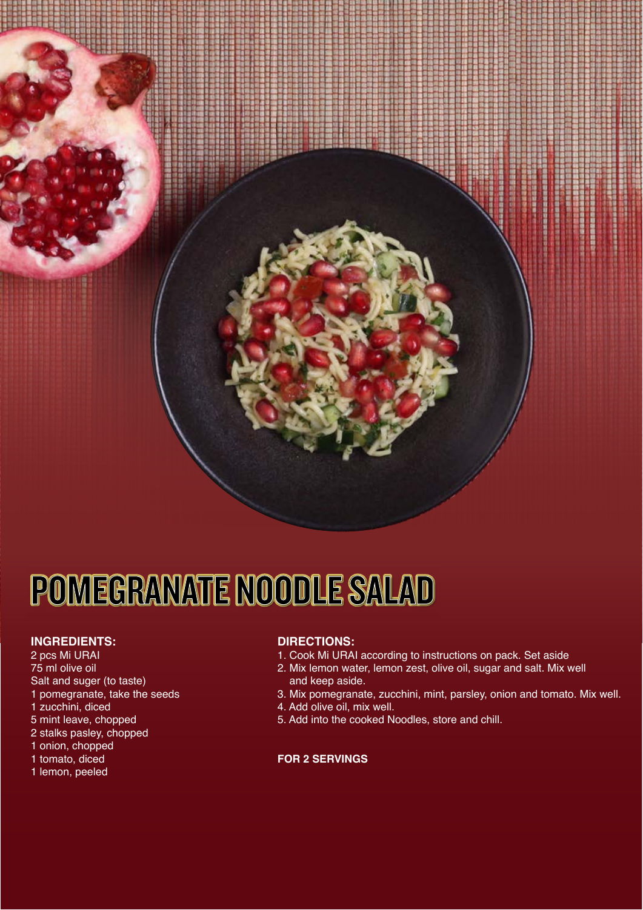# POMEGRANATE NOODLE SALAD

**INGREDIENTS:**

2 pcs Mi URAI
75 ml olive oil
Salt and suger (to taste)
1 pomegranate, take the seeds
1 zucchini, diced
5 mint leave, chopped
2 stalks pasley, chopped
1 onion, chopped
1 tomato, diced
1 lemon, peeled

**DIRECTIONS:**

1. Cook Mi URAI according to instructions on pack. Set aside
2. Mix lemon water, lemon zest, olive oil, sugar and salt. Mix well and keep aside.
3. Mix pomegranate, zucchini, mint, parsley, onion and tomato. Mix well.
4. Add olive oil, mix well.
5. Add into the cooked Noodles, store and chill.

**FOR 2 SERVINGS**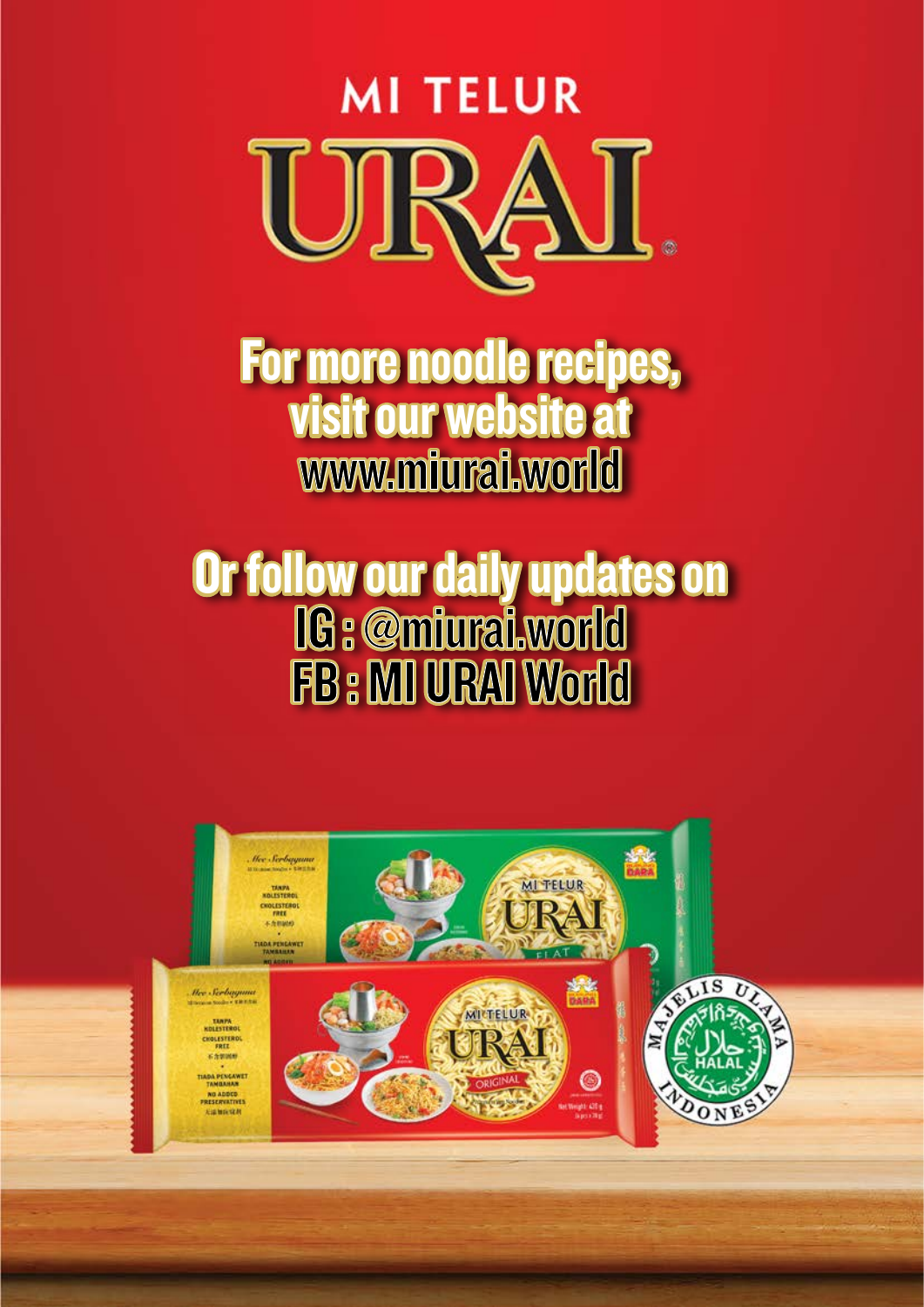# MI TELUR URAI

**For more noodle recipes, visit our website at www.miurai.world**

**Or follow our daily updates on**
**IG : @miurai.world**
**FB : MI URAI World**